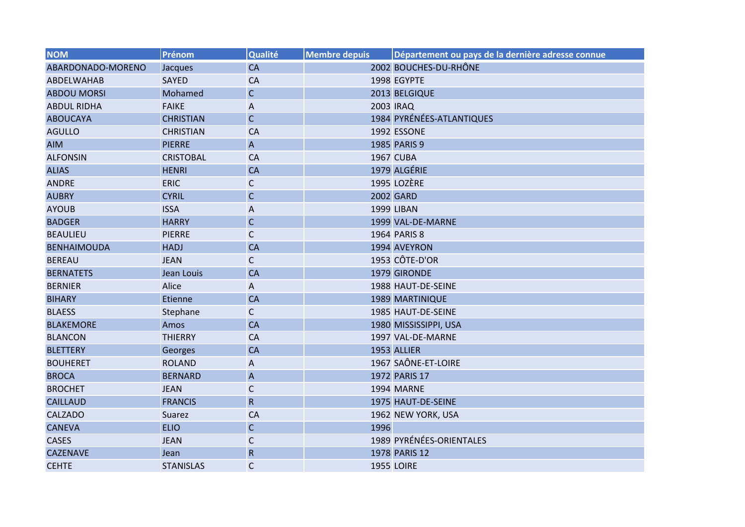| NOM | Prénom | Qualité | Membre depuis | Département ou pays de la dernière adresse connue |
|---|---|---|---|---|
| ABARDONADO-MORENO | Jacques | CA | 2002 | BOUCHES-DU-RHÔNE |
| ABDELWAHAB | SAYED | CA | 1998 | EGYPTE |
| ABDOU MORSI | Mohamed | C | 2013 | BELGIQUE |
| ABDUL RIDHA | FAIKE | A | 2003 | IRAQ |
| ABOUCAYA | CHRISTIAN | C | 1984 | PYRÉNÉES-ATLANTIQUES |
| AGULLO | CHRISTIAN | CA | 1992 | ESSONE |
| AIM | PIERRE | A | 1985 | PARIS 9 |
| ALFONSIN | CRISTOBAL | CA | 1967 | CUBA |
| ALIAS | HENRI | CA | 1979 | ALGÉRIE |
| ANDRE | ERIC | C | 1995 | LOZÈRE |
| AUBRY | CYRIL | C | 2002 | GARD |
| AYOUB | ISSA | A | 1999 | LIBAN |
| BADGER | HARRY | C | 1999 | VAL-DE-MARNE |
| BEAULIEU | PIERRE | C | 1964 | PARIS 8 |
| BENHAIMOUDA | HADJ | CA | 1994 | AVEYRON |
| BEREAU | JEAN | C | 1953 | CÔTE-D'OR |
| BERNATETS | Jean Louis | CA | 1979 | GIRONDE |
| BERNIER | Alice | A | 1988 | HAUT-DE-SEINE |
| BIHARY | Etienne | CA | 1989 | MARTINIQUE |
| BLAESS | Stephane | C | 1985 | HAUT-DE-SEINE |
| BLAKEMORE | Amos | CA | 1980 | MISSISSIPPI, USA |
| BLANCON | THIERRY | CA | 1997 | VAL-DE-MARNE |
| BLETTERY | Georges | CA | 1953 | ALLIER |
| BOUHERET | ROLAND | A | 1967 | SAÔNE-ET-LOIRE |
| BROCA | BERNARD | A | 1972 | PARIS 17 |
| BROCHET | JEAN | C | 1994 | MARNE |
| CAILLAUD | FRANCIS | R | 1975 | HAUT-DE-SEINE |
| CALZADO | Suarez | CA | 1962 | NEW YORK, USA |
| CANEVA | ELIO | C | 1996 | |
| CASES | JEAN | C | 1989 | PYRÉNÉES-ORIENTALES |
| CAZENAVE | Jean | R | 1978 | PARIS 12 |
| CEHTE | STANISLAS | C | 1955 | LOIRE |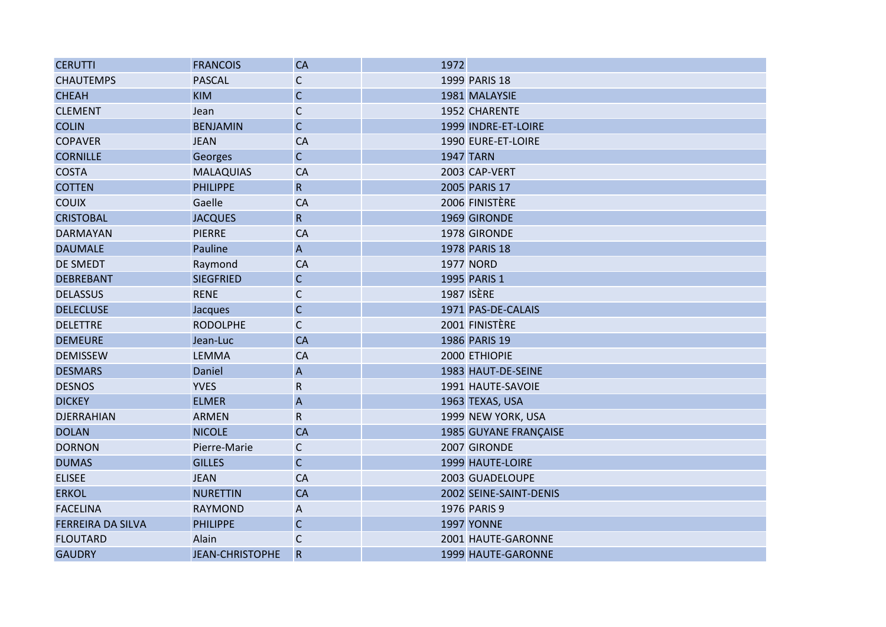| | | | | |
|---|---|---|---|---|
| CERUTTI | FRANCOIS | CA | 1972 | |
| CHAUTEMPS | PASCAL | C | 1999 | PARIS 18 |
| CHEAH | KIM | C | 1981 | MALAYSIE |
| CLEMENT | Jean | C | 1952 | CHARENTE |
| COLIN | BENJAMIN | C | 1999 | INDRE-ET-LOIRE |
| COPAVER | JEAN | CA | 1990 | EURE-ET-LOIRE |
| CORNILLE | Georges | C | 1947 | TARN |
| COSTA | MALAQUIAS | CA | 2003 | CAP-VERT |
| COTTEN | PHILIPPE | R | 2005 | PARIS 17 |
| COUIX | Gaelle | CA | 2006 | FINISTÈRE |
| CRISTOBAL | JACQUES | R | 1969 | GIRONDE |
| DARMAYAN | PIERRE | CA | 1978 | GIRONDE |
| DAUMALE | Pauline | A | 1978 | PARIS 18 |
| DE SMEDT | Raymond | CA | 1977 | NORD |
| DEBREBANT | SIEGFRIED | C | 1995 | PARIS 1 |
| DELASSUS | RENE | C | 1987 | ISÈRE |
| DELECLUSE | Jacques | C | 1971 | PAS-DE-CALAIS |
| DELETTRE | RODOLPHE | C | 2001 | FINISTÈRE |
| DEMEURE | Jean-Luc | CA | 1986 | PARIS 19 |
| DEMISSEW | LEMMA | CA | 2000 | ETHIOPIE |
| DESMARS | Daniel | A | 1983 | HAUT-DE-SEINE |
| DESNOS | YVES | R | 1991 | HAUTE-SAVOIE |
| DICKEY | ELMER | A | 1963 | TEXAS, USA |
| DJERRAHIAN | ARMEN | R | 1999 | NEW YORK, USA |
| DOLAN | NICOLE | CA | 1985 | GUYANE FRANÇAISE |
| DORNON | Pierre-Marie | C | 2007 | GIRONDE |
| DUMAS | GILLES | C | 1999 | HAUTE-LOIRE |
| ELISEE | JEAN | CA | 2003 | GUADELOUPE |
| ERKOL | NURETTIN | CA | 2002 | SEINE-SAINT-DENIS |
| FACELINA | RAYMOND | A | 1976 | PARIS 9 |
| FERREIRA DA SILVA | PHILIPPE | C | 1997 | YONNE |
| FLOUTARD | Alain | C | 2001 | HAUTE-GARONNE |
| GAUDRY | JEAN-CHRISTOPHE | R | 1999 | HAUTE-GARONNE |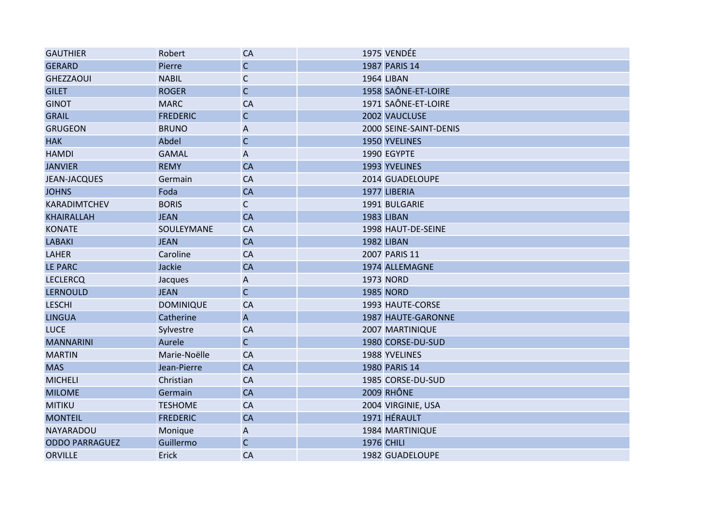| | | | | | |
|---|---|---|---|---|---|
| GAUTHIER | Robert | CA | | 1975 | VENDÉE |
| GERARD | Pierre | C | | 1987 | PARIS 14 |
| GHEZZAOUI | NABIL | C | | 1964 | LIBAN |
| GILET | ROGER | C | | 1958 | SAÔNE-ET-LOIRE |
| GINOT | MARC | CA | | 1971 | SAÔNE-ET-LOIRE |
| GRAIL | FREDERIC | C | | 2002 | VAUCLUSE |
| GRUGEON | BRUNO | A | | 2000 | SEINE-SAINT-DENIS |
| HAK | Abdel | C | | 1950 | YVELINES |
| HAMDI | GAMAL | A | | 1990 | EGYPTE |
| JANVIER | REMY | CA | | 1993 | YVELINES |
| JEAN-JACQUES | Germain | CA | | 2014 | GUADELOUPE |
| JOHNS | Foda | CA | | 1977 | LIBERIA |
| KARADIMTCHEV | BORIS | C | | 1991 | BULGARIE |
| KHAIRALLAH | JEAN | CA | | 1983 | LIBAN |
| KONATE | SOULEYMANE | CA | | 1998 | HAUT-DE-SEINE |
| LABAKI | JEAN | CA | | 1982 | LIBAN |
| LAHER | Caroline | CA | | 2007 | PARIS 11 |
| LE PARC | Jackie | CA | | 1974 | ALLEMAGNE |
| LECLERCQ | Jacques | A | | 1973 | NORD |
| LERNOULD | JEAN | C | | 1985 | NORD |
| LESCHI | DOMINIQUE | CA | | 1993 | HAUTE-CORSE |
| LINGUA | Catherine | A | | 1987 | HAUTE-GARONNE |
| LUCE | Sylvestre | CA | | 2007 | MARTINIQUE |
| MANNARINI | Aurele | C | | 1980 | CORSE-DU-SUD |
| MARTIN | Marie-Noëlle | CA | | 1988 | YVELINES |
| MAS | Jean-Pierre | CA | | 1980 | PARIS 14 |
| MICHELI | Christian | CA | | 1985 | CORSE-DU-SUD |
| MILOME | Germain | CA | | 2009 | RHÔNE |
| MITIKU | TESHOME | CA | | 2004 | VIRGINIE, USA |
| MONTEIL | FREDERIC | CA | | 1971 | HÉRAULT |
| NAYARADOU | Monique | A | | 1984 | MARTINIQUE |
| ODDO PARRAGUEZ | Guillermo | C | | 1976 | CHILI |
| ORVILLE | Erick | CA | | 1982 | GUADELOUPE |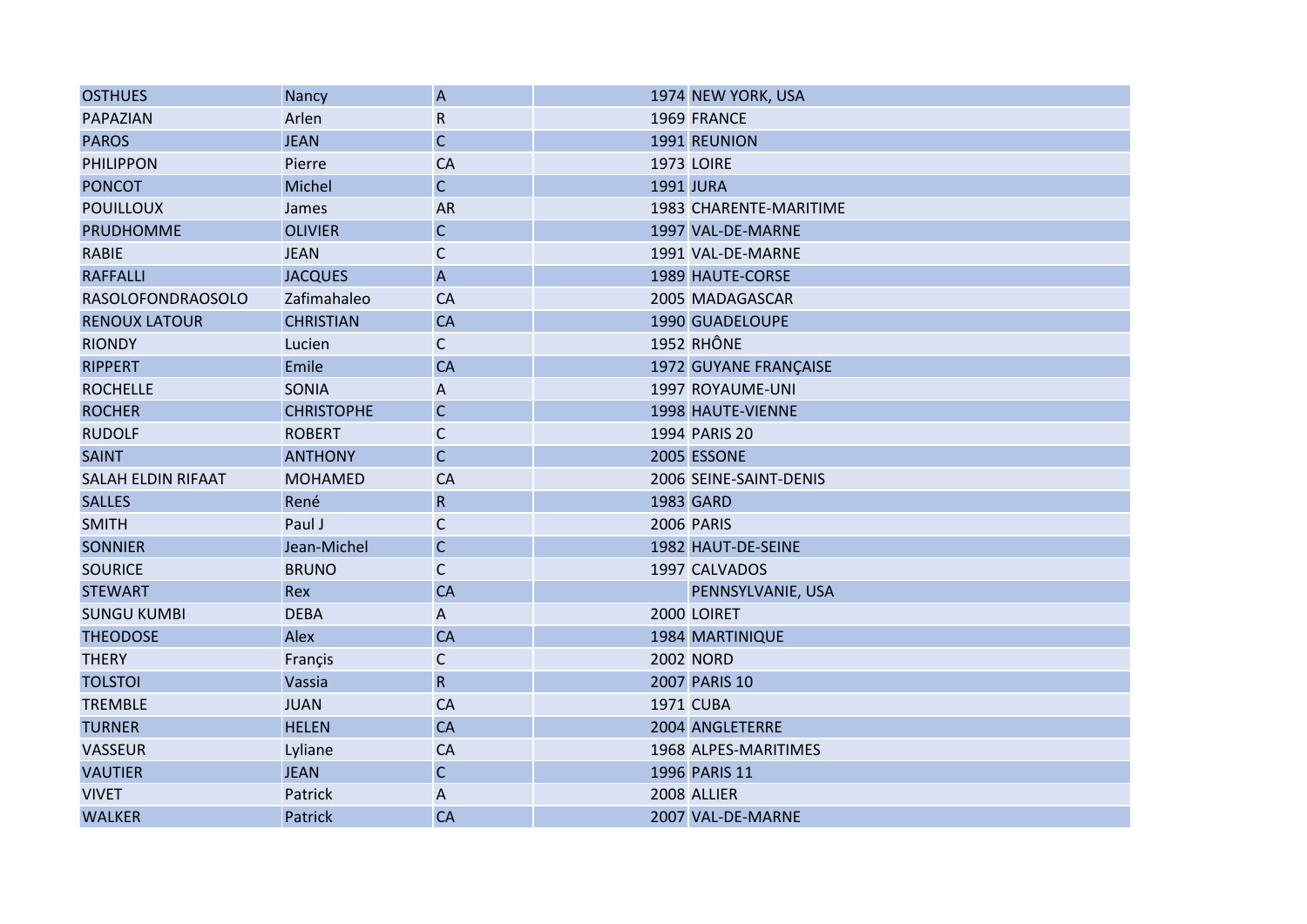| | | | | |
|---|---|---|---|---|
| OSTHUES | Nancy | A | 1974 | NEW YORK, USA |
| PAPAZIAN | Arlen | R | 1969 | FRANCE |
| PAROS | JEAN | C | 1991 | REUNION |
| PHILIPPON | Pierre | CA | 1973 | LOIRE |
| PONCOT | Michel | C | 1991 | JURA |
| POUILLOUX | James | AR | 1983 | CHARENTE-MARITIME |
| PRUDHOMME | OLIVIER | C | 1997 | VAL-DE-MARNE |
| RABIE | JEAN | C | 1991 | VAL-DE-MARNE |
| RAFFALLI | JACQUES | A | 1989 | HAUTE-CORSE |
| RASOLOFONDRAOSOLO | Zafimahaleo | CA | 2005 | MADAGASCAR |
| RENOUX LATOUR | CHRISTIAN | CA | 1990 | GUADELOUPE |
| RIONDY | Lucien | C | 1952 | RHÔNE |
| RIPPERT | Emile | CA | 1972 | GUYANE FRANÇAISE |
| ROCHELLE | SONIA | A | 1997 | ROYAUME-UNI |
| ROCHER | CHRISTOPHE | C | 1998 | HAUTE-VIENNE |
| RUDOLF | ROBERT | C | 1994 | PARIS 20 |
| SAINT | ANTHONY | C | 2005 | ESSONE |
| SALAH ELDIN RIFAAT | MOHAMED | CA | 2006 | SEINE-SAINT-DENIS |
| SALLES | René | R | 1983 | GARD |
| SMITH | Paul J | C | 2006 | PARIS |
| SONNIER | Jean-Michel | C | 1982 | HAUT-DE-SEINE |
| SOURICE | BRUNO | C | 1997 | CALVADOS |
| STEWART | Rex | CA | | PENNSYLVANIE, USA |
| SUNGU KUMBI | DEBA | A | 2000 | LOIRET |
| THEODOSE | Alex | CA | 1984 | MARTINIQUE |
| THERY | Françis | C | 2002 | NORD |
| TOLSTOI | Vassia | R | 2007 | PARIS 10 |
| TREMBLE | JUAN | CA | 1971 | CUBA |
| TURNER | HELEN | CA | 2004 | ANGLETERRE |
| VASSEUR | Lyliane | CA | 1968 | ALPES-MARITIMES |
| VAUTIER | JEAN | C | 1996 | PARIS 11 |
| VIVET | Patrick | A | 2008 | ALLIER |
| WALKER | Patrick | CA | 2007 | VAL-DE-MARNE |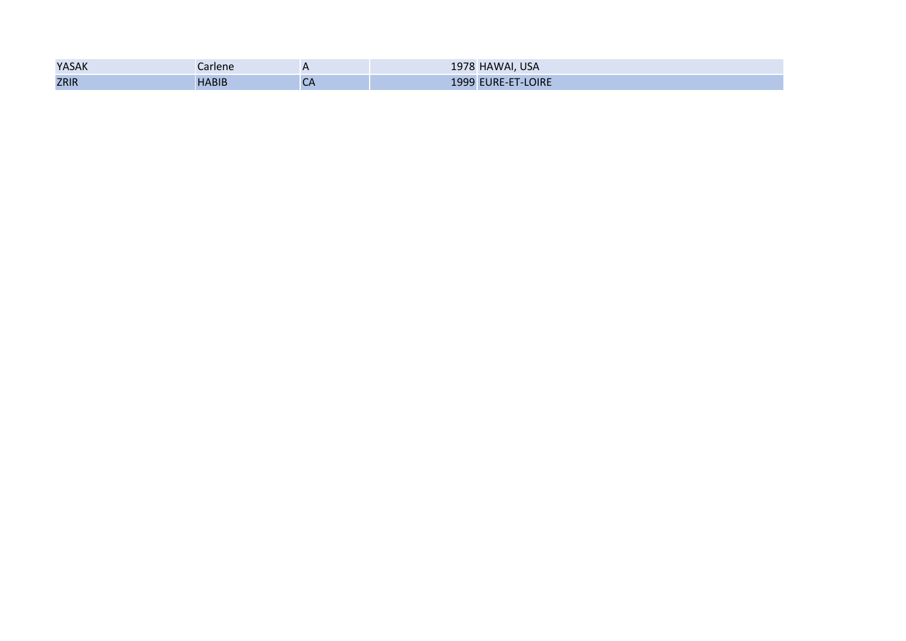| | | | | |
|---|---|---|---|---|
| YASAK | Carlene | A | 1978 | HAWAI, USA |
| ZRIR | HABIB | CA | 1999 | EURE-ET-LOIRE |